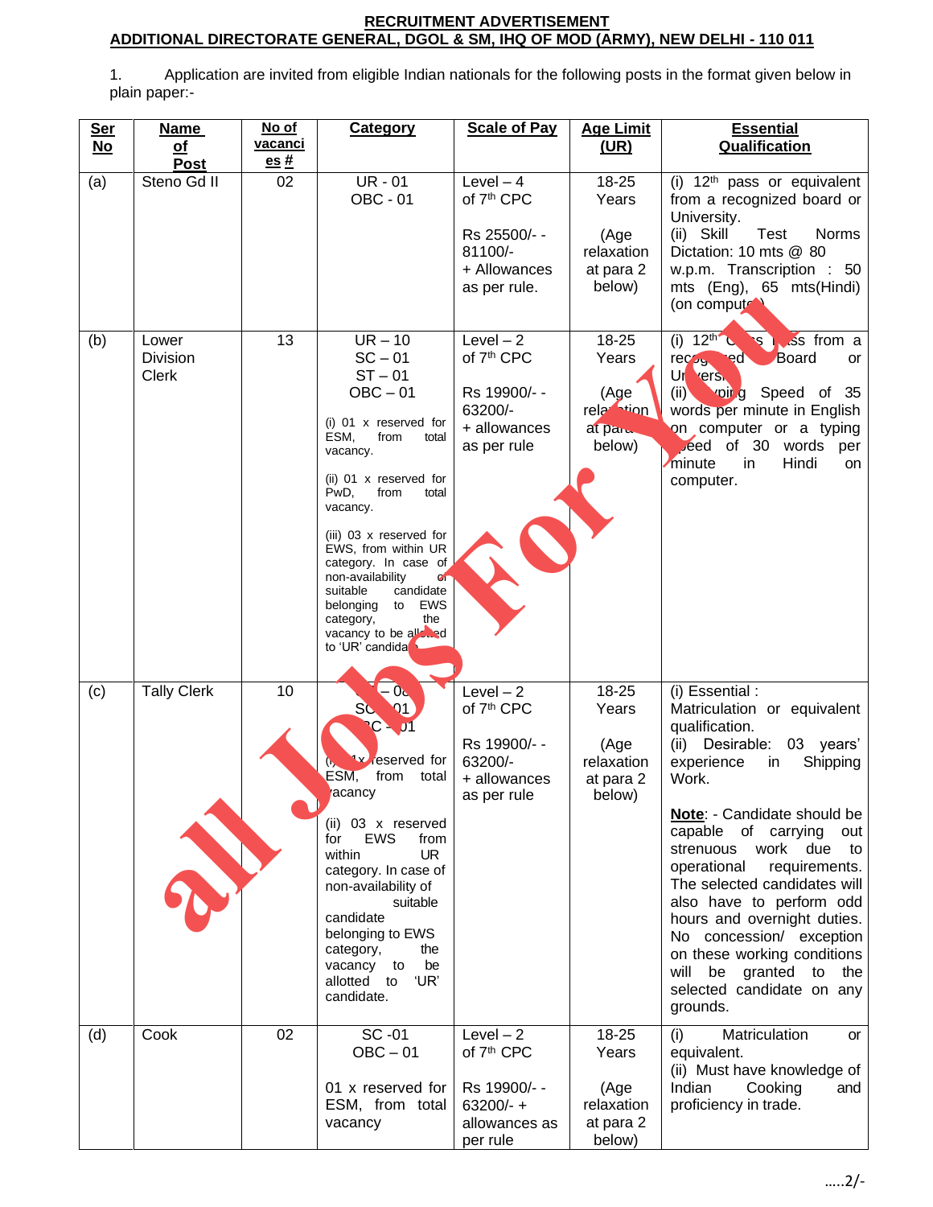# RECRUITMENT ADVERTISEMENT

## ADDITIONAL DIRECTORATE GENERAL, DGOL & SM, IHQ OF MOD (ARMY), NEW DELHI - 110 011

1. Application are invited from eligible Indian nationals for the following posts in the format given below in plain paper:-

| Ser No | Name of Post | No of vacancies # | Category | Scale of Pay | Age Limit (UR) | Essential Qualification |
|---|---|---|---|---|---|---|
| (a) | Steno Gd II | 02 | UR - 01<br>OBC - 01 | Level – 4 of 7th CPC<br><br>Rs 25500/- - 81100/- + Allowances as per rule. | 18-25 Years<br><br>(Age relaxation at para 2 below) | (i) 12th pass or equivalent from a recognized board or University.<br>(ii) Skill Test Norms Dictation: 10 mts @ 80 w.p.m. Transcription : 50 mts (Eng), 65 mts(Hindi) (on computer) |
| (b) | Lower Division Clerk | 13 | UR – 10<br>SC – 01<br>ST – 01<br>OBC – 01<br><br>(i) 01 x reserved for ESM, from total vacancy.<br><br>(ii) 01 x reserved for PwD, from total vacancy.<br><br>(iii) 03 x reserved for EWS, from within UR category. In case of non-availability of suitable candidate belonging to EWS category, the vacancy to be allotted to 'UR' candidate. | Level – 2 of 7th CPC<br><br>Rs 19900/- - 63200/- + allowances as per rule | 18-25 Years<br><br>(Age relaxation at para 2 below) | (i) 12th Class pass from a recognized Board or University.<br>(ii) Typing Speed of 35 words per minute in English on computer or a typing speed of 30 words per minute in Hindi on computer. |
| (c) | Tally Clerk | 10 | UR – 08<br>SC – 01<br>OBC - 01<br><br>(i) 01x reserved for ESM, from total vacancy<br><br>(ii) 03 x reserved for EWS from within UR category. In case of non-availability of suitable candidate belonging to EWS category, the vacancy to be allotted to 'UR' candidate. | Level – 2 of 7th CPC<br><br>Rs 19900/- - 63200/- + allowances as per rule | 18-25 Years<br><br>(Age relaxation at para 2 below) | (i) Essential : Matriculation or equivalent qualification.<br>(ii) Desirable: 03 years' experience in Shipping Work.<br><br>**Note**: - Candidate should be capable of carrying out strenuous work due to operational requirements. The selected candidates will also have to perform odd hours and overnight duties. No concession/ exception on these working conditions will be granted to the selected candidate on any grounds. |
| (d) | Cook | 02 | SC -01<br>OBC – 01<br><br>01 x reserved for ESM, from total vacancy | Level – 2 of 7th CPC<br><br>Rs 19900/- - 63200/- + allowances as per rule | 18-25 Years<br><br>(Age relaxation at para 2 below) | (i) Matriculation or equivalent.<br>(ii) Must have knowledge of Indian Cooking and proficiency in trade. |

.....2/-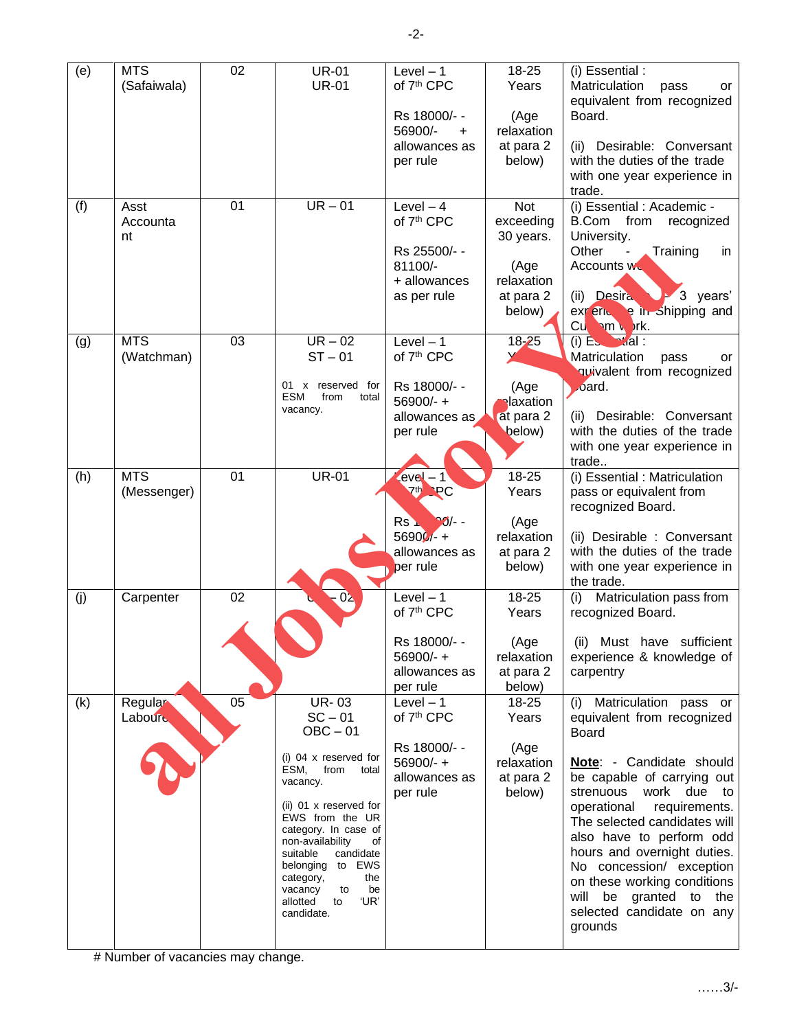| (e) | MTS (Safaiwala) | 02 | UR-01<br>UR-01 | Level – 1 of 7[th] CPC<br><br>Rs 18000/- - 56900/- + allowances as per rule | 18-25 Years<br><br>(Age relaxation at para 2 below) | (i) Essential : Matriculation pass or equivalent from recognized Board.<br><br>(ii) Desirable: Conversant with the duties of the trade with one year experience in trade. |
|---|---|---|---|---|---|---|
| (f) | Asst Accountant | 01 | UR – 01 | Level – 4 of 7[th] CPC<br><br>Rs 25500/- - 81100/- + allowances as per rule | Not exceeding 30 years.<br><br>(Age relaxation at para 2 below) | (i) Essential : Academic - B.Com from recognized University.<br>Other - Training in Accounts work.<br><br>(ii) Desirable - 3 years' experience in Shipping and Custom work. |
| (g) | MTS (Watchman) | 03 | UR – 02<br>ST – 01<br><br>01 x reserved for ESM from total vacancy. | Level – 1 of 7[th] CPC<br><br>Rs 18000/- - 56900/- + allowances as per rule | 18-25 Years<br><br>(Age relaxation at para 2 below) | (i) Essential : Matriculation pass or equivalent from recognized Board.<br><br>(ii) Desirable: Conversant with the duties of the trade with one year experience in trade.. |
| (h) | MTS (Messenger) | 01 | UR-01 | Level – 1 of 7[th] CPC<br><br>Rs 18000/- - 56900/- + allowances as per rule | 18-25 Years<br><br>(Age relaxation at para 2 below) | (i) Essential : Matriculation pass or equivalent from recognized Board.<br><br>(ii) Desirable : Conversant with the duties of the trade with one year experience in the trade. |
| (j) | Carpenter | 02 | UR – 02 | Level – 1 of 7[th] CPC<br><br>Rs 18000/- - 56900/- + allowances as per rule | 18-25 Years<br><br>(Age relaxation at para 2 below) | (i) Matriculation pass from recognized Board.<br><br>(ii) Must have sufficient experience & knowledge of carpentry |
| (k) | Regular Labour | 05 | UR- 03<br>SC – 01<br>OBC – 01<br><br>(i) 04 x reserved for ESM, from total vacancy.<br><br>(ii) 01 x reserved for EWS from the UR category. In case of non-availability of suitable candidate belonging to EWS category, the vacancy to be allotted to 'UR' candidate. | Level – 1 of 7[th] CPC<br><br>Rs 18000/- - 56900/- + allowances as per rule | 18-25 Years<br><br>(Age relaxation at para 2 below) | (i) Matriculation pass or equivalent from recognized Board<br><br>**Note**: - Candidate should be capable of carrying out strenuous work due to operational requirements. The selected candidates will also have to perform odd hours and overnight duties. No concession/ exception on these working conditions will be granted to the selected candidate on any grounds |

# Number of vacancies may change.

……3/-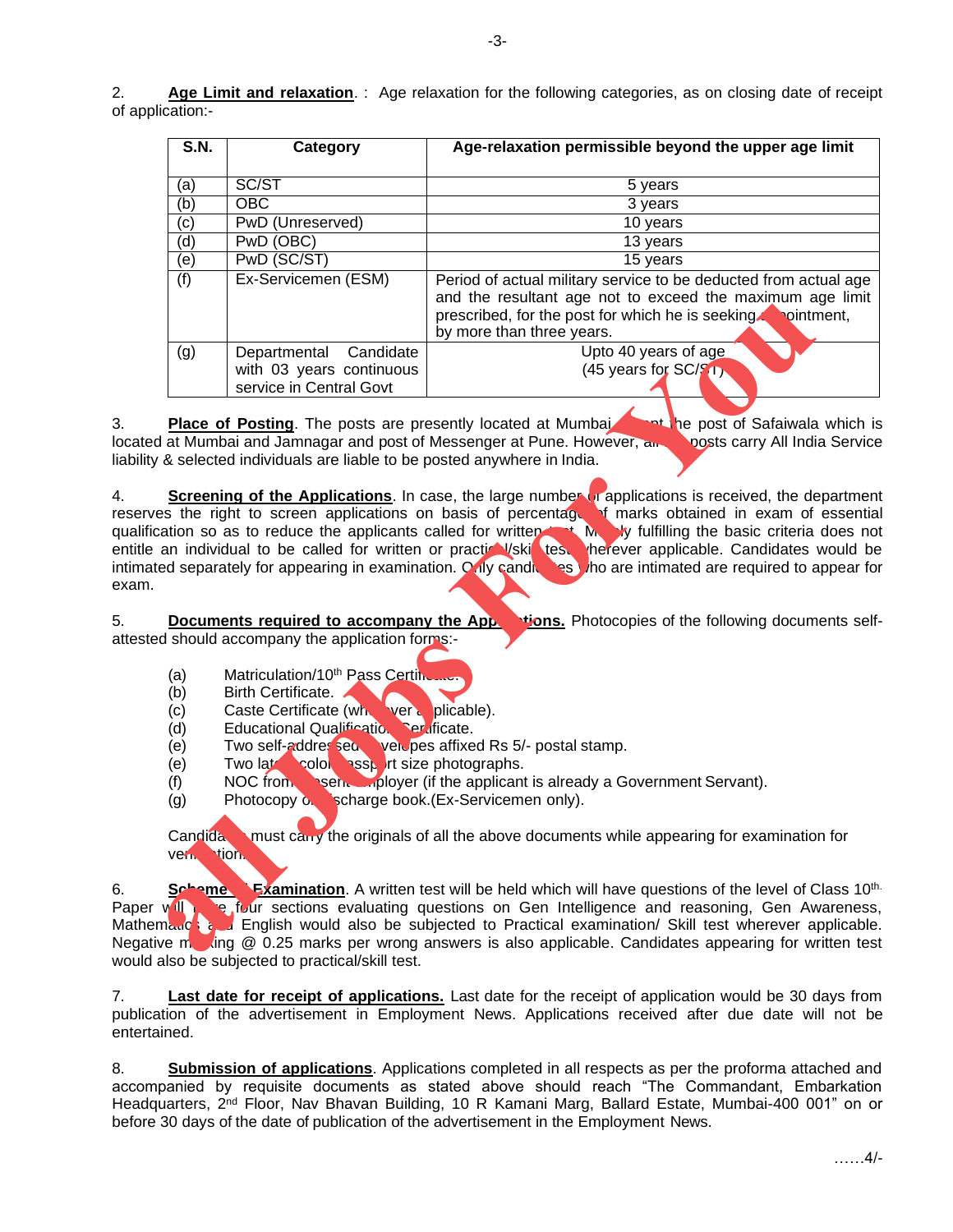2. **Age Limit and relaxation**. : Age relaxation for the following categories, as on closing date of receipt of application:-

| S.N. | Category | Age-relaxation permissible beyond the upper age limit |
|---|---|---|
| (a) | SC/ST | 5 years |
| (b) | OBC | 3 years |
| (c) | PwD (Unreserved) | 10 years |
| (d) | PwD (OBC) | 13 years |
| (e) | PwD (SC/ST) | 15 years |
| (f) | Ex-Servicemen (ESM) | Period of actual military service to be deducted from actual age and the resultant age not to exceed the maximum age limit prescribed, for the post for which he is seeking appointment, by more than three years. |
| (g) | Departmental Candidate with 03 years continuous service in Central Govt | Upto 40 years of age (45 years for SC/ST) |

3. **Place of Posting**. The posts are presently located at Mumbai except the post of Safaiwala which is located at Mumbai and Jamnagar and post of Messenger at Pune. However, all the posts carry All India Service liability & selected individuals are liable to be posted anywhere in India.

4. **Screening of the Applications**. In case, the large number of applications is received, the department reserves the right to screen applications on basis of percentage of marks obtained in exam of essential qualification so as to reduce the applicants called for written test. Merely fulfilling the basic criteria does not entitle an individual to be called for written or practical/skill test wherever applicable. Candidates would be intimated separately for appearing in examination. Only candidates who are intimated are required to appear for exam.

5. **Documents required to accompany the Applications.** Photocopies of the following documents self-attested should accompany the application forms:-

- (a) Matriculation/10th Pass Certificate.
- (b) Birth Certificate.
- (c) Caste Certificate (wherever applicable).
- (d) Educational Qualification Certificate.
- (e) Two self-addressed envelopes affixed Rs 5/- postal stamp.
- (e) Two latest colour passport size photographs.
- (f) NOC from present employer (if the applicant is already a Government Servant).
- (g) Photocopy of discharge book.(Ex-Servicemen only).

Candidates must carry the originals of all the above documents while appearing for examination for verification.

6. **Scheme of Examination**. A written test will be held which will have questions of the level of Class 10th. Paper will have four sections evaluating questions on Gen Intelligence and reasoning, Gen Awareness, Mathematics and English would also be subjected to Practical examination/ Skill test wherever applicable. Negative marking @ 0.25 marks per wrong answers is also applicable. Candidates appearing for written test would also be subjected to practical/skill test.

7. **Last date for receipt of applications.** Last date for the receipt of application would be 30 days from publication of the advertisement in Employment News. Applications received after due date will not be entertained.

8. **Submission of applications**. Applications completed in all respects as per the proforma attached and accompanied by requisite documents as stated above should reach "The Commandant, Embarkation Headquarters, 2nd Floor, Nav Bhavan Building, 10 R Kamani Marg, Ballard Estate, Mumbai-400 001" on or before 30 days of the date of publication of the advertisement in the Employment News.

……4/-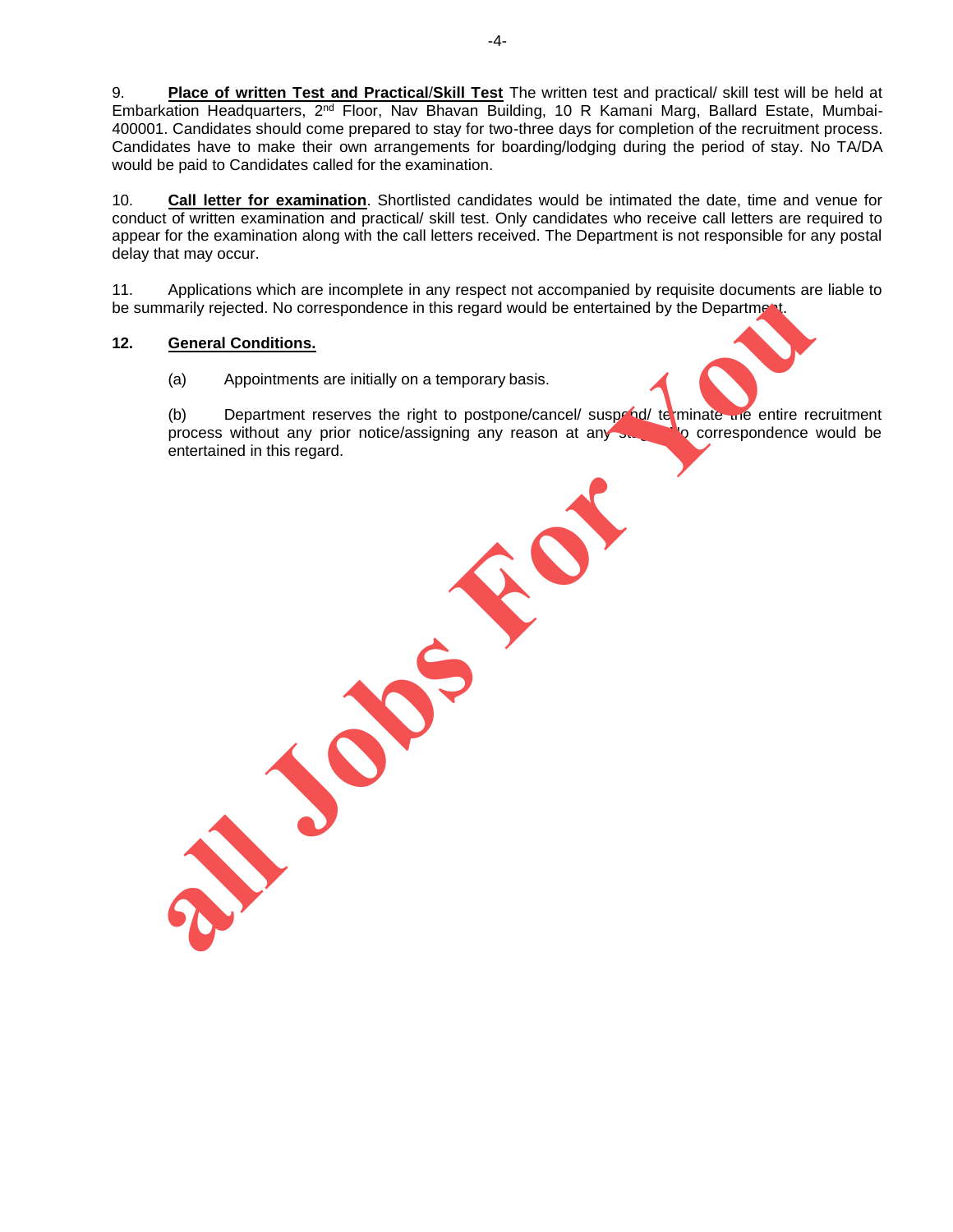9. **Place of written Test and Practical/Skill Test** The written test and practical/ skill test will be held at Embarkation Headquarters, 2nd Floor, Nav Bhavan Building, 10 R Kamani Marg, Ballard Estate, Mumbai-400001. Candidates should come prepared to stay for two-three days for completion of the recruitment process. Candidates have to make their own arrangements for boarding/lodging during the period of stay. No TA/DA would be paid to Candidates called for the examination.

10. **Call letter for examination**. Shortlisted candidates would be intimated the date, time and venue for conduct of written examination and practical/ skill test. Only candidates who receive call letters are required to appear for the examination along with the call letters received. The Department is not responsible for any postal delay that may occur.

11. Applications which are incomplete in any respect not accompanied by requisite documents are liable to be summarily rejected. No correspondence in this regard would be entertained by the Department.

**12. General Conditions.**

(a) Appointments are initially on a temporary basis.

(b) Department reserves the right to postpone/cancel/ suspend/ terminate the entire recruitment process without any prior notice/assigning any reason at any stage. No correspondence would be entertained in this regard.